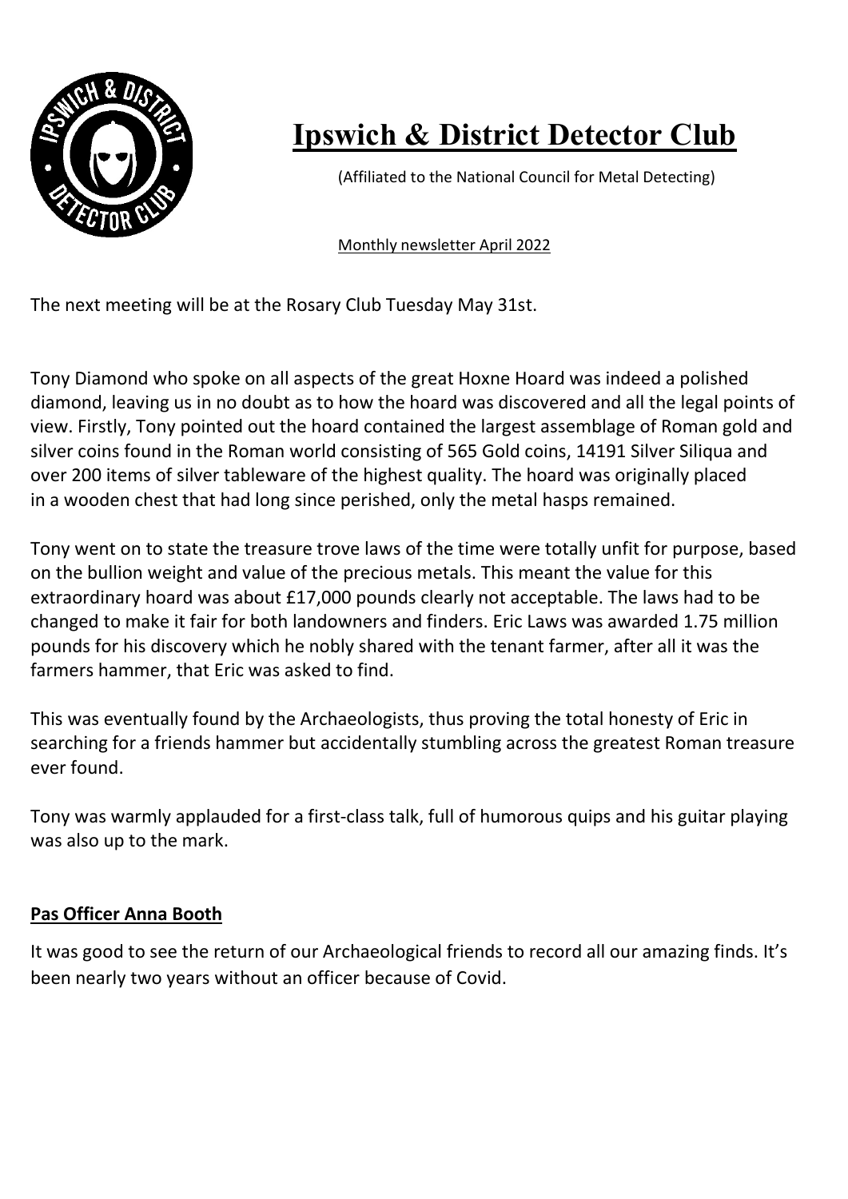# Ipswich & District Detector Club

(Affiliated to the National Council for Metal Detecting)

Monthly newsletter April 2022

The next meeting will be at the Rosary Club Tuesday May 31st.

Tony Diamond who spoke on all aspects of the great Hoxne Hoard was indeed a polished diamond, leaving us in no doubt as to how the hoard was discovered and all the legal points of view. Firstly, Tony pointed out the hoard contained the largest assemblage of Roman gold and silver coins found in the Roman world consisting of 565 Gold coins, 14191 Silver Siliqua and over 200 items of silver tableware of the highest quality. The hoard was originally placed in a wooden chest that had long since perished, only the metal hasps remained.

Tony went on to state the treasure trove laws of the time were totally unfit for purpose, based on the bullion weight and value of the precious metals. This meant the value for this extraordinary hoard was about £17,000 pounds clearly not acceptable. The laws had to be changed to make it fair for both landowners and finders. Eric Laws was awarded 1.75 million pounds for his discovery which he nobly shared with the tenant farmer, after all it was the farmers hammer, that Eric was asked to find.

This was eventually found by the Archaeologists, thus proving the total honesty of Eric in searching for a friends hammer but accidentally stumbling across the greatest Roman treasure ever found.

Tony was warmly applauded for a first-class talk, full of humorous quips and his guitar playing was also up to the mark.

**Pas Officer Anna Booth**

It was good to see the return of our Archaeological friends to record all our amazing finds. It's been nearly two years without an officer because of Covid.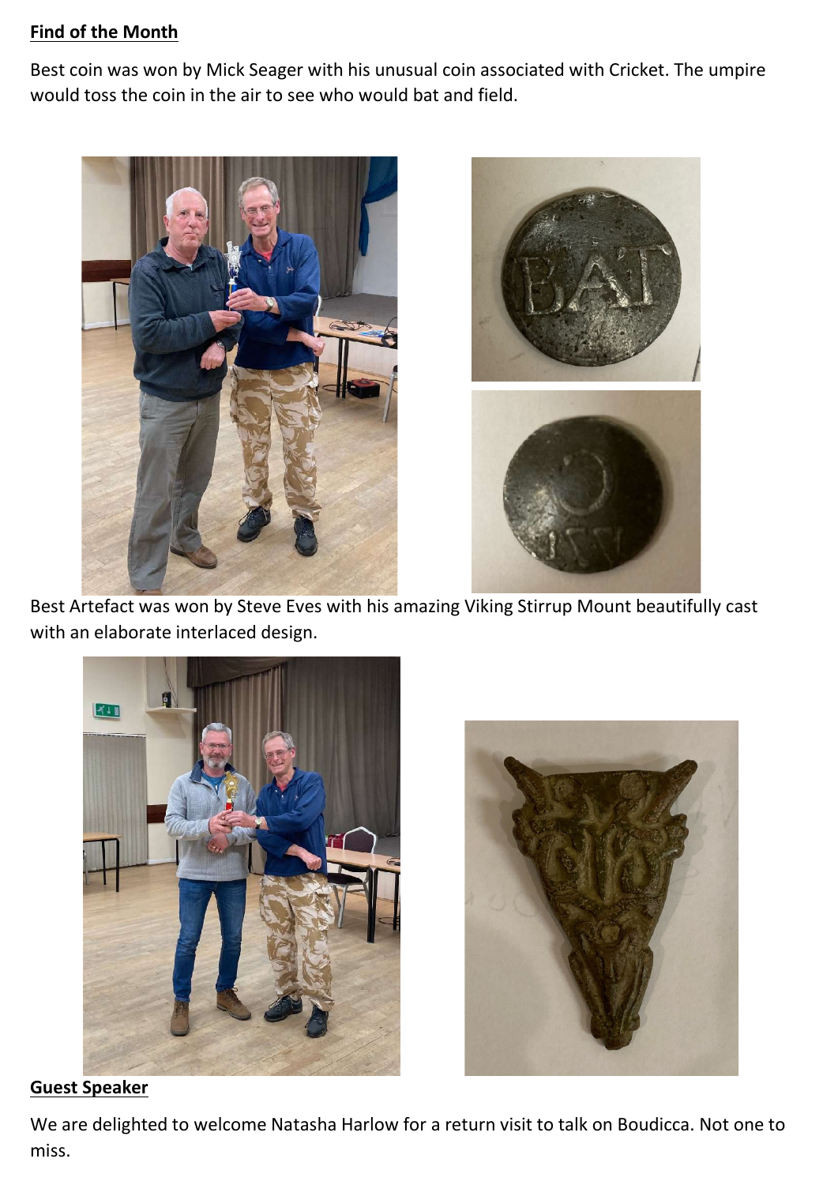**Find of the Month**

Best coin was won by Mick Seager with his unusual coin associated with Cricket. The umpire would toss the coin in the air to see who would bat and field.

Best Artefact was won by Steve Eves with his amazing Viking Stirrup Mount beautifully cast with an elaborate interlaced design.

**Guest Speaker**

We are delighted to welcome Natasha Harlow for a return visit to talk on Boudicca. Not one to miss.